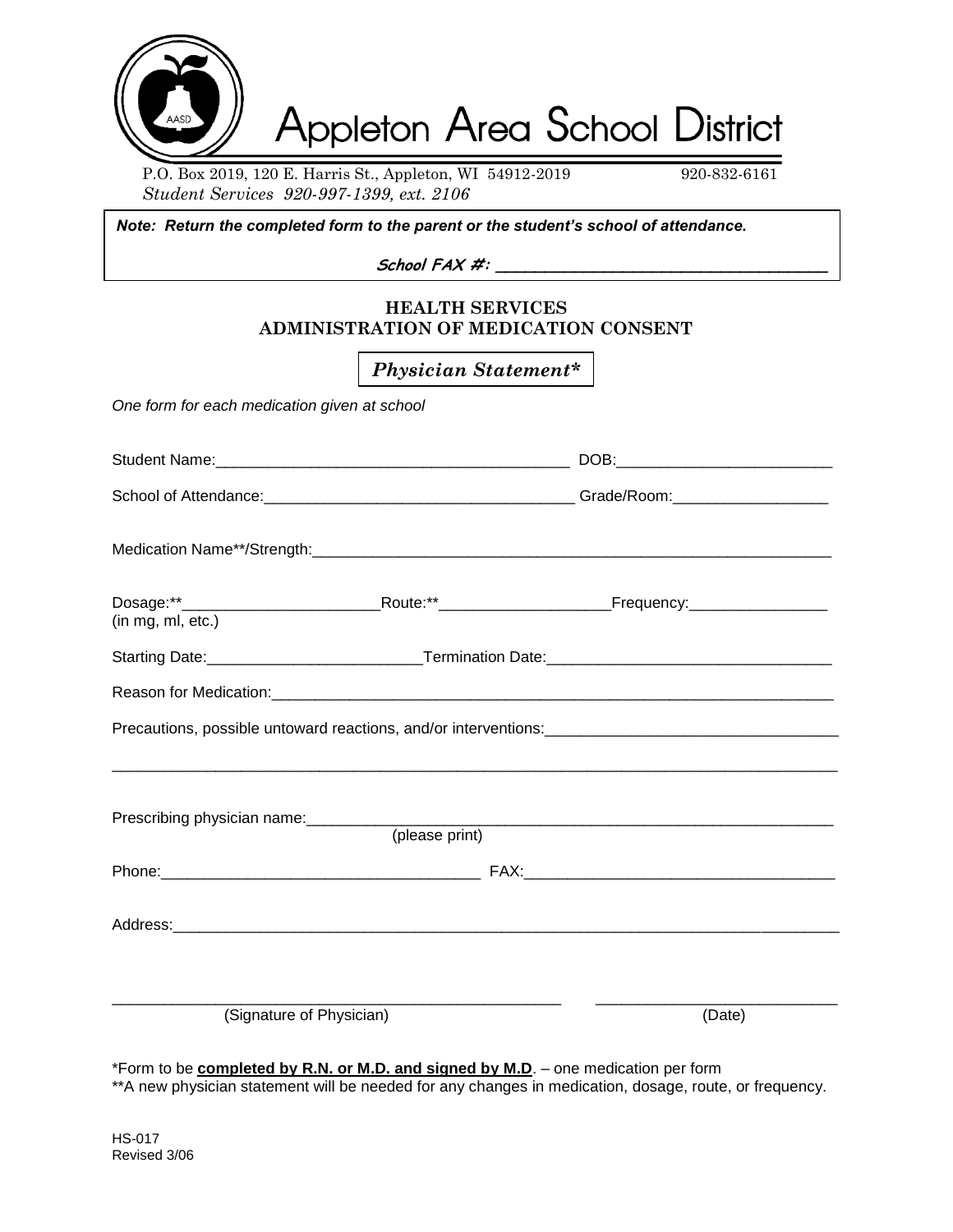# Appleton Area School District

*P.O. Box 2019, 120 E. Harris St., Appleton, WI 54912-2019* 920-832-6161
*Student Services 920-997-1399, ext. 2106*

***Note: Return the completed form to the parent or the student's school of attendance.***

**School FAX #: ___________________________________**

## HEALTH SERVICES
## ADMINISTRATION OF MEDICATION CONSENT

***Physician Statement****

*One form for each medication given at school*

Student Name:_________________________________________ DOB:________________________

School of Attendance:___________________________________ Grade/Room:_________________

Medication Name**/Strength:____________________________________________________________

Dosage:**______________________Route:**___________________Frequency:________________
(in mg, ml, etc.)

Starting Date:________________________Termination Date:________________________________

Reason for Medication:__________________________________________________________________

Precautions, possible untoward reactions, and/or interventions:_________________________________

____________________________________________________________________________________

Prescribing physician name:_____________________________________________________________
(please print)

Phone:_____________________________________ FAX:___________________________________

Address:_____________________________________________________________________________

_________________________________________________ ____________________________
(Signature of Physician) (Date)

*Form to be **completed by R.N. or M.D. and signed by M.D**. – one medication per form
**A new physician statement will be needed for any changes in medication, dosage, route, or frequency.

HS-017
Revised 3/06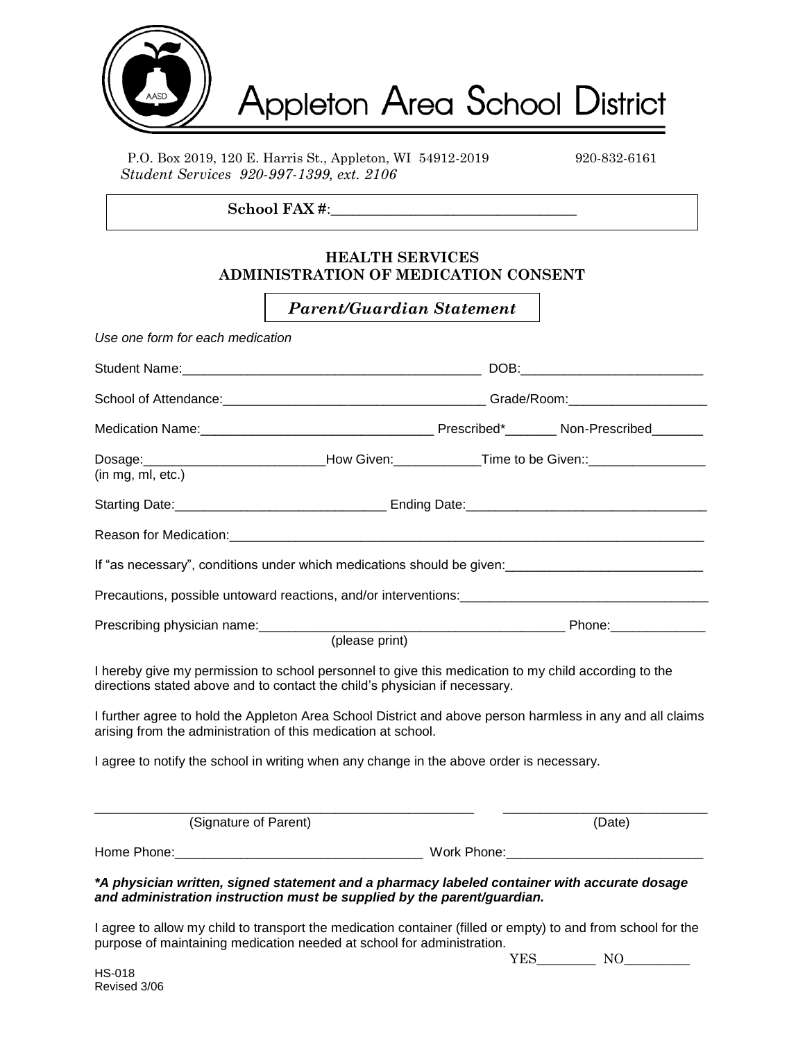# Appleton Area School District

P.O. Box 2019, 120 E. Harris St., Appleton, WI 54912-2019 920-832-6161
*Student Services 920-997-1399, ext. 2106*

**School FAX #:**___________________________________

## HEALTH SERVICES
## ADMINISTRATION OF MEDICATION CONSENT

***Parent/Guardian Statement***

*Use one form for each medication*

Student Name:_________________________________________ DOB:_________________________

School of Attendance:____________________________________ Grade/Room:___________________

Medication Name:_______________________________ Prescribed*_______ Non-Prescribed_______

Dosage:________________________How Given:___________Time to be Given::________________
(in mg, ml, etc.)

Starting Date:_____________________________ Ending Date:________________________________

Reason for Medication:__________________________________________________________________

If "as necessary", conditions under which medications should be given:__________________________

Precautions, possible untoward reactions, and/or interventions:_________________________________

Prescribing physician name:__________________________________________ Phone:_____________
(please print)

I hereby give my permission to school personnel to give this medication to my child according to the directions stated above and to contact the child's physician if necessary.

I further agree to hold the Appleton Area School District and above person harmless in any and all claims arising from the administration of this medication at school.

I agree to notify the school in writing when any change in the above order is necessary.

_____________________________________________________ ____________________________
(Signature of Parent) (Date)

Home Phone:__________________________________ Work Phone:___________________________

***A physician written, signed statement and a pharmacy labeled container with accurate dosage and administration instruction must be supplied by the parent/guardian.**

I agree to allow my child to transport the medication container (filled or empty) to and from school for the purpose of maintaining medication needed at school for administration.

YES________ NO_________

HS-018
Revised 3/06